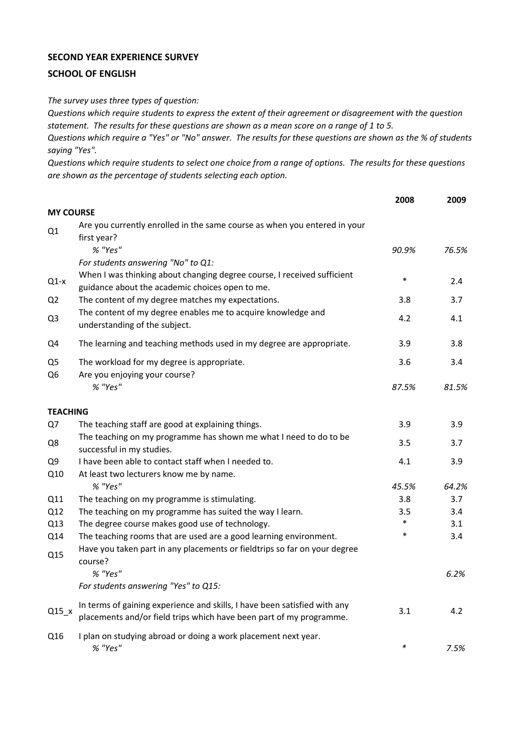**SECOND YEAR EXPERIENCE SURVEY**

**SCHOOL OF ENGLISH**

*The survey uses three types of question:*
*Questions which require students to express the extent of their agreement or disagreement with the question statement. The results for these questions are shown as a mean score on a range of 1 to 5.*
*Questions which require a "Yes" or "No" answer. The results for these questions are shown as the % of students saying "Yes".*
*Questions which require students to select one choice from a range of options. The results for these questions are shown as the percentage of students selecting each option.*

| | | 2008 | 2009 |
|---|---|---|---|
| **MY COURSE** | | | |
| Q1 | Are you currently enrolled in the same course as when you entered in your first year? | | |
| | *% "Yes"* | *90.9%* | *76.5%* |
| | *For students answering "No" to Q1:* | | |
| Q1-x | When I was thinking about changing degree course, I received sufficient guidance about the academic choices open to me. | * | 2.4 |
| Q2 | The content of my degree matches my expectations. | 3.8 | 3.7 |
| Q3 | The content of my degree enables me to acquire knowledge and understanding of the subject. | 4.2 | 4.1 |
| Q4 | The learning and teaching methods used in my degree are appropriate. | 3.9 | 3.8 |
| Q5 | The workload for my degree is appropriate. | 3.6 | 3.4 |
| Q6 | Are you enjoying your course? | | |
| | *% "Yes"* | *87.5%* | *81.5%* |
| **TEACHING** | | | |
| Q7 | The teaching staff are good at explaining things. | 3.9 | 3.9 |
| Q8 | The teaching on my programme has shown me what I need to do to be successful in my studies. | 3.5 | 3.7 |
| Q9 | I have been able to contact staff when I needed to. | 4.1 | 3.9 |
| Q10 | At least two lecturers know me by name. | | |
| | *% "Yes"* | *45.5%* | *64.2%* |
| Q11 | The teaching on my programme is stimulating. | 3.8 | 3.7 |
| Q12 | The teaching on my programme has suited the way I learn. | 3.5 | 3.4 |
| Q13 | The degree course makes good use of technology. | * | 3.1 |
| Q14 | The teaching rooms that are used are a good learning environment. | * | 3.4 |
| Q15 | Have you taken part in any placements or fieldtrips so far on your degree course? | | |
| | *% "Yes"* | | *6.2%* |
| | *For students answering "Yes" to Q15:* | | |
| Q15_x | In terms of gaining experience and skills, I have been satisfied with any placements and/or field trips which have been part of my programme. | 3.1 | 4.2 |
| Q16 | I plan on studying abroad or doing a work placement next year. | | |
| | *% "Yes"* | * | *7.5%* |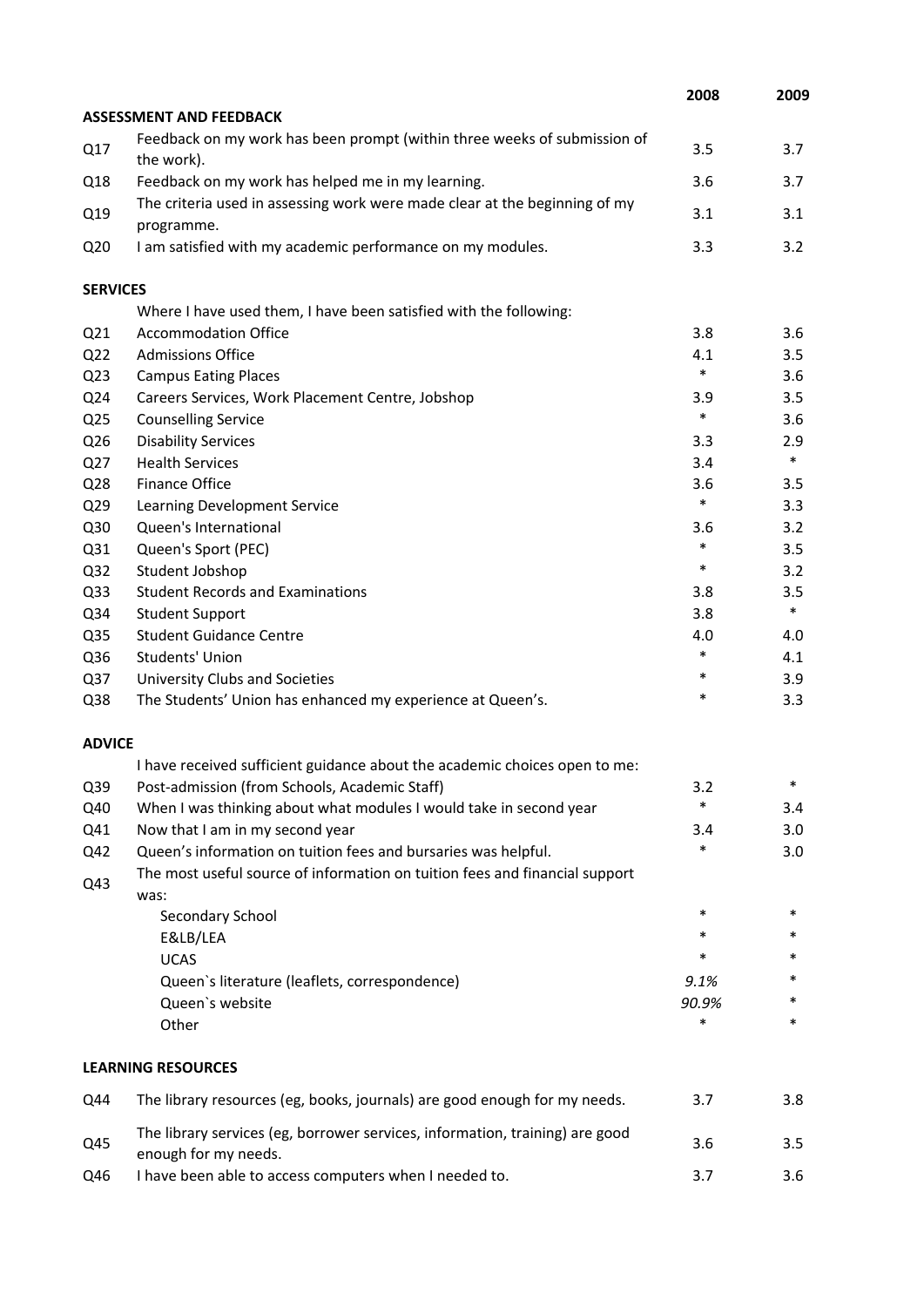| | | 2008 | 2009 |
|---|---|---|---|
| **ASSESSMENT AND FEEDBACK** | | | |
| Q17 | Feedback on my work has been prompt (within three weeks of submission of the work). | 3.5 | 3.7 |
| Q18 | Feedback on my work has helped me in my learning. | 3.6 | 3.7 |
| Q19 | The criteria used in assessing work were made clear at the beginning of my programme. | 3.1 | 3.1 |
| Q20 | I am satisfied with my academic performance on my modules. | 3.3 | 3.2 |
| **SERVICES** | | | |
| | Where I have used them, I have been satisfied with the following: | | |
| Q21 | Accommodation Office | 3.8 | 3.6 |
| Q22 | Admissions Office | 4.1 | 3.5 |
| Q23 | Campus Eating Places | * | 3.6 |
| Q24 | Careers Services, Work Placement Centre, Jobshop | 3.9 | 3.5 |
| Q25 | Counselling Service | * | 3.6 |
| Q26 | Disability Services | 3.3 | 2.9 |
| Q27 | Health Services | 3.4 | * |
| Q28 | Finance Office | 3.6 | 3.5 |
| Q29 | Learning Development Service | * | 3.3 |
| Q30 | Queen's International | 3.6 | 3.2 |
| Q31 | Queen's Sport (PEC) | * | 3.5 |
| Q32 | Student Jobshop | * | 3.2 |
| Q33 | Student Records and Examinations | 3.8 | 3.5 |
| Q34 | Student Support | 3.8 | * |
| Q35 | Student Guidance Centre | 4.0 | 4.0 |
| Q36 | Students' Union | * | 4.1 |
| Q37 | University Clubs and Societies | * | 3.9 |
| Q38 | The Students' Union has enhanced my experience at Queen's. | * | 3.3 |
| **ADVICE** | | | |
| | I have received sufficient guidance about the academic choices open to me: | | |
| Q39 | Post-admission (from Schools, Academic Staff) | 3.2 | * |
| Q40 | When I was thinking about what modules I would take in second year | * | 3.4 |
| Q41 | Now that I am in my second year | 3.4 | 3.0 |
| Q42 | Queen's information on tuition fees and bursaries was helpful. | * | 3.0 |
| Q43 | The most useful source of information on tuition fees and financial support was: | | |
| | Secondary School | * | * |
| | E&LB/LEA | * | * |
| | UCAS | * | * |
| | Queen`s literature (leaflets, correspondence) | *9.1%* | * |
| | Queen`s website | *90.9%* | * |
| | Other | * | * |
| **LEARNING RESOURCES** | | | |
| Q44 | The library resources (eg, books, journals) are good enough for my needs. | 3.7 | 3.8 |
| Q45 | The library services (eg, borrower services, information, training) are good enough for my needs. | 3.6 | 3.5 |
| Q46 | I have been able to access computers when I needed to. | 3.7 | 3.6 |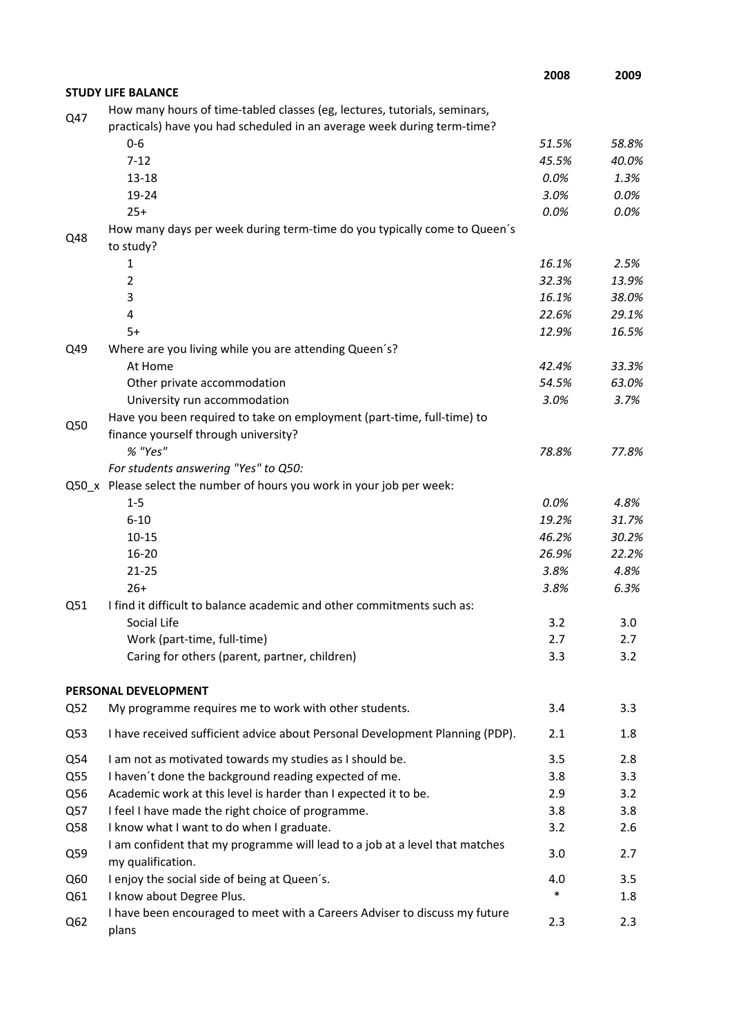| | | 2008 | 2009 |
|---|---|---|---|
| **STUDY LIFE BALANCE** | | | |
| Q47 | How many hours of time-tabled classes (eg, lectures, tutorials, seminars, practicals) have you had scheduled in an average week during term-time? | | |
| | 0-6 | *51.5%* | *58.8%* |
| | 7-12 | *45.5%* | *40.0%* |
| | 13-18 | *0.0%* | *1.3%* |
| | 19-24 | *3.0%* | *0.0%* |
| | 25+ | *0.0%* | *0.0%* |
| Q48 | How many days per week during term-time do you typically come to Queen´s to study? | | |
| | 1 | *16.1%* | *2.5%* |
| | 2 | *32.3%* | *13.9%* |
| | 3 | *16.1%* | *38.0%* |
| | 4 | *22.6%* | *29.1%* |
| | 5+ | *12.9%* | *16.5%* |
| Q49 | Where are you living while you are attending Queen´s? | | |
| | At Home | *42.4%* | *33.3%* |
| | Other private accommodation | *54.5%* | *63.0%* |
| | University run accommodation | *3.0%* | *3.7%* |
| Q50 | Have you been required to take on employment (part-time, full-time) to finance yourself through university? | | |
| | *% "Yes"* | *78.8%* | *77.8%* |
| | *For students answering "Yes" to Q50:* | | |
| Q50_x | Please select the number of hours you work in your job per week: | | |
| | 1-5 | *0.0%* | *4.8%* |
| | 6-10 | *19.2%* | *31.7%* |
| | 10-15 | *46.2%* | *30.2%* |
| | 16-20 | *26.9%* | *22.2%* |
| | 21-25 | *3.8%* | *4.8%* |
| | 26+ | *3.8%* | *6.3%* |
| Q51 | I find it difficult to balance academic and other commitments such as: | | |
| | Social Life | 3.2 | 3.0 |
| | Work (part-time, full-time) | 2.7 | 2.7 |
| | Caring for others (parent, partner, children) | 3.3 | 3.2 |
| **PERSONAL DEVELOPMENT** | | | |
| Q52 | My programme requires me to work with other students. | 3.4 | 3.3 |
| Q53 | I have received sufficient advice about Personal Development Planning (PDP). | 2.1 | 1.8 |
| Q54 | I am not as motivated towards my studies as I should be. | 3.5 | 2.8 |
| Q55 | I haven´t done the background reading expected of me. | 3.8 | 3.3 |
| Q56 | Academic work at this level is harder than I expected it to be. | 2.9 | 3.2 |
| Q57 | I feel I have made the right choice of programme. | 3.8 | 3.8 |
| Q58 | I know what I want to do when I graduate. | 3.2 | 2.6 |
| Q59 | I am confident that my programme will lead to a job at a level that matches my qualification. | 3.0 | 2.7 |
| Q60 | I enjoy the social side of being at Queen´s. | 4.0 | 3.5 |
| Q61 | I know about Degree Plus. | * | 1.8 |
| Q62 | I have been encouraged to meet with a Careers Adviser to discuss my future plans | 2.3 | 2.3 |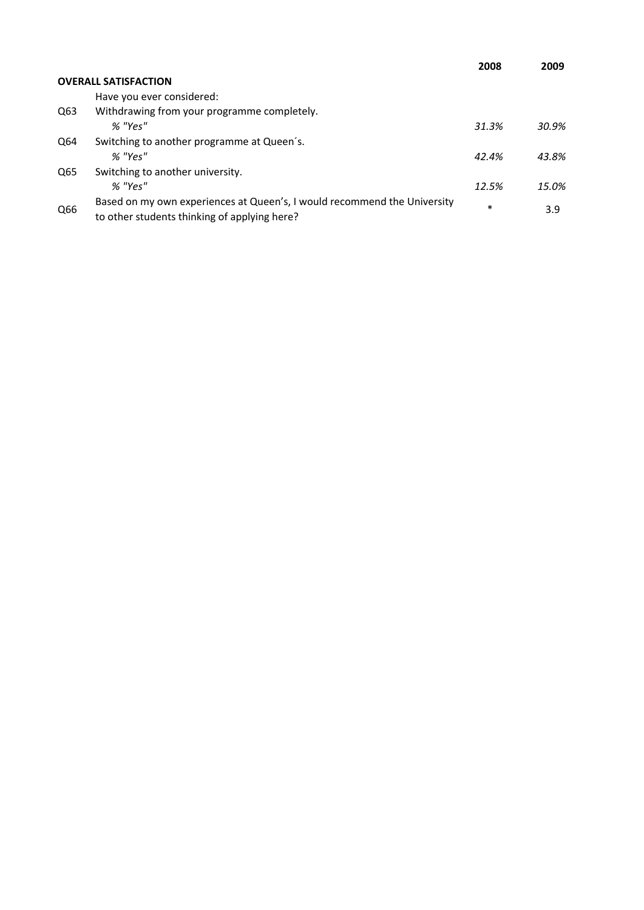| | | 2008 | 2009 |
|---|---|---|---|
| **OVERALL SATISFACTION** | | | |
| | Have you ever considered: | | |
| Q63 | Withdrawing from your programme completely. | | |
| | *% "Yes"* | *31.3%* | *30.9%* |
| Q64 | Switching to another programme at Queen´s. | | |
| | *% "Yes"* | *42.4%* | *43.8%* |
| Q65 | Switching to another university. | | |
| | *% "Yes"* | *12.5%* | *15.0%* |
| Q66 | Based on my own experiences at Queen's, I would recommend the University to other students thinking of applying here? | * | 3.9 |